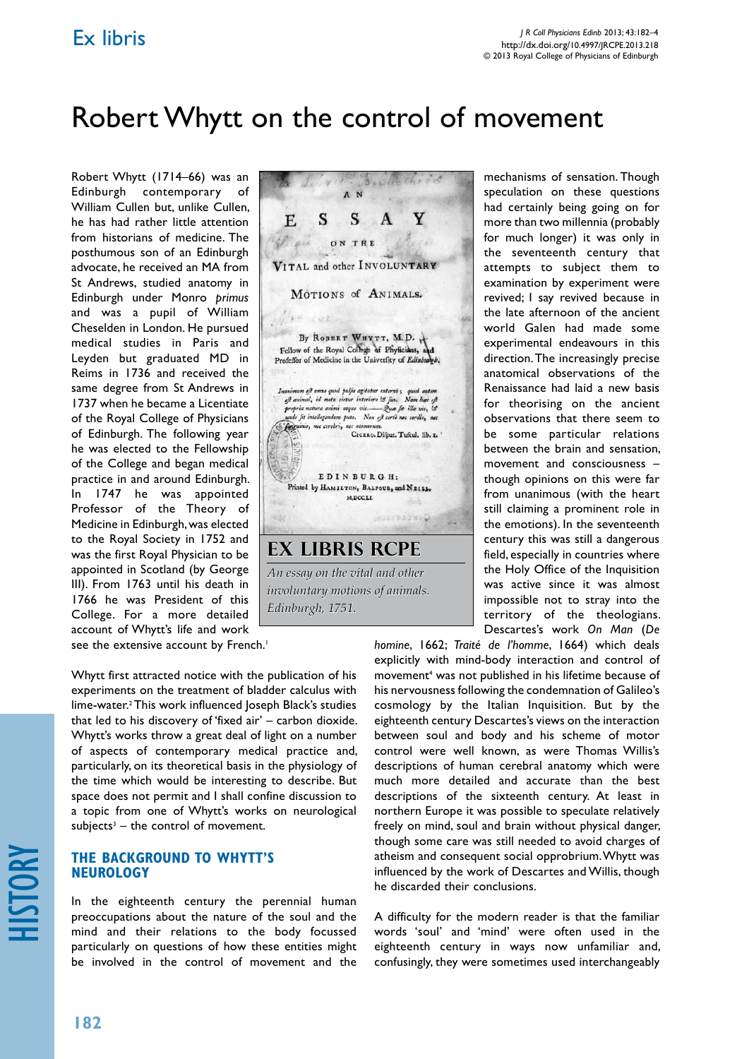# Robert Whytt on the control of movement

Robert Whytt (1714–66) was an Edinburgh contemporary of William Cullen but, unlike Cullen, he has had rather little attention from historians of medicine. The posthumous son of an Edinburgh advocate, he received an MA from St Andrews, studied anatomy in Edinburgh under Monro *primus* and was a pupil of William Cheselden in London. He pursued medical studies in Paris and Leyden but graduated MD in Reims in 1736 and received the same degree from St Andrews in 1737 when he became a Licentiate of the Royal College of Physicians of Edinburgh. The following year he was elected to the Fellowship of the College and began medical practice in and around Edinburgh. In 1747 he was appointed Professor of the Theory of Medicine in Edinburgh, was elected to the Royal Society in 1752 and was the first Royal Physician to be appointed in Scotland (by George III). From 1763 until his death in 1766 he was President of this College. For a more detailed account of Whytt's life and work see the extensive account by French.[1]

AN ESSAY ON THE VITAL and other INVOLUNTARY MOTIONS of ANIMALS. By ROBERT WHYTT, M.D. Fellow of the Royal College of Physicians, and Professor of Medicine in the University of Edinburgh.

*Inanimum est omne quod pulsu agitatur externo; quod autem est animal, id motu cietur interiore & suo. Nam haec est propria natura animi atque vis.——Quae sit illa vis, & unde sit intelligendum puto. Non est certe nec cordis, nec sanguinis, nec cerebri, nec atomorum.* CICERO. Disput. Tuscul. lib. I.

EDINBURGH: Printed by HAMILTON, BALFOUR, and NEILL, M.DCC.LI.

**EX LIBRIS RCPE**

*An essay on the vital and other involuntary motions of animals. Edinburgh, 1751.*

Whytt first attracted notice with the publication of his experiments on the treatment of bladder calculus with lime-water.[2] This work influenced Joseph Black's studies that led to his discovery of 'fixed air' – carbon dioxide. Whytt's works throw a great deal of light on a number of aspects of contemporary medical practice and, particularly, on its theoretical basis in the physiology of the time which would be interesting to describe. But space does not permit and I shall confine discussion to a topic from one of Whytt's works on neurological subjects[3] – the control of movement.

## The background to Whytt's neurology

In the eighteenth century the perennial human preoccupations about the nature of the soul and the mind and their relations to the body focussed particularly on questions of how these entities might be involved in the control of movement and the mechanisms of sensation. Though speculation on these questions had certainly being going on for more than two millennia (probably for much longer) it was only in the seventeenth century that attempts to subject them to examination by experiment were revived; I say revived because in the late afternoon of the ancient world Galen had made some experimental endeavours in this direction. The increasingly precise anatomical observations of the Renaissance had laid a new basis for theorising on the ancient observations that there seem to be some particular relations between the brain and sensation, movement and consciousness – though opinions on this were far from unanimous (with the heart still claiming a prominent role in the emotions). In the seventeenth century this was still a dangerous field, especially in countries where the Holy Office of the Inquisition was active since it was almost impossible not to stray into the territory of the theologians. Descartes's work *On Man* (*De homine*, 1662; *Traité de l'homme*, 1664) which deals explicitly with mind-body interaction and control of movement[4] was not published in his lifetime because of his nervousness following the condemnation of Galileo's cosmology by the Italian Inquisition. But by the eighteenth century Descartes's views on the interaction between soul and body and his scheme of motor control were well known, as were Thomas Willis's descriptions of human cerebral anatomy which were much more detailed and accurate than the best descriptions of the sixteenth century. At least in northern Europe it was possible to speculate relatively freely on mind, soul and brain without physical danger, though some care was still needed to avoid charges of atheism and consequent social opprobrium. Whytt was influenced by the work of Descartes and Willis, though he discarded their conclusions.

A difficulty for the modern reader is that the familiar words 'soul' and 'mind' were often used in the eighteenth century in ways now unfamiliar and, confusingly, they were sometimes used interchangeably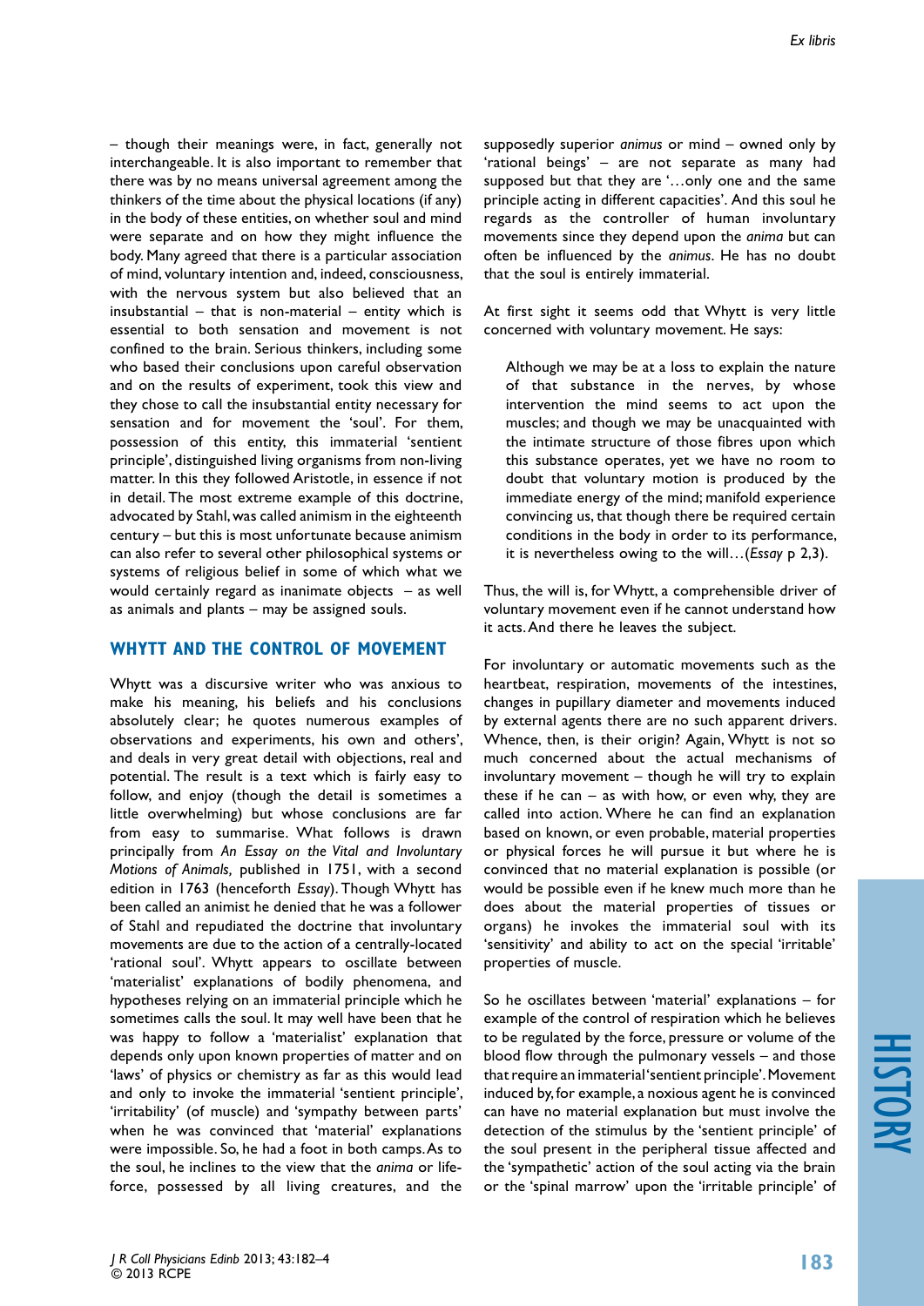– though their meanings were, in fact, generally not interchangeable. It is also important to remember that there was by no means universal agreement among the thinkers of the time about the physical locations (if any) in the body of these entities, on whether soul and mind were separate and on how they might influence the body. Many agreed that there is a particular association of mind, voluntary intention and, indeed, consciousness, with the nervous system but also believed that an insubstantial – that is non-material – entity which is essential to both sensation and movement is not confined to the brain. Serious thinkers, including some who based their conclusions upon careful observation and on the results of experiment, took this view and they chose to call the insubstantial entity necessary for sensation and for movement the 'soul'. For them, possession of this entity, this immaterial 'sentient principle', distinguished living organisms from non-living matter. In this they followed Aristotle, in essence if not in detail. The most extreme example of this doctrine, advocated by Stahl, was called animism in the eighteenth century – but this is most unfortunate because animism can also refer to several other philosophical systems or systems of religious belief in some of which what we would certainly regard as inanimate objects – as well as animals and plants – may be assigned souls.

## WHYTT AND THE CONTROL OF MOVEMENT

Whytt was a discursive writer who was anxious to make his meaning, his beliefs and his conclusions absolutely clear; he quotes numerous examples of observations and experiments, his own and others', and deals in very great detail with objections, real and potential. The result is a text which is fairly easy to follow, and enjoy (though the detail is sometimes a little overwhelming) but whose conclusions are far from easy to summarise. What follows is drawn principally from *An Essay on the Vital and Involuntary Motions of Animals,* published in 1751, with a second edition in 1763 (henceforth *Essay*). Though Whytt has been called an animist he denied that he was a follower of Stahl and repudiated the doctrine that involuntary movements are due to the action of a centrally-located 'rational soul'. Whytt appears to oscillate between 'materialist' explanations of bodily phenomena, and hypotheses relying on an immaterial principle which he sometimes calls the soul. It may well have been that he was happy to follow a 'materialist' explanation that depends only upon known properties of matter and on 'laws' of physics or chemistry as far as this would lead and only to invoke the immaterial 'sentient principle', 'irritability' (of muscle) and 'sympathy between parts' when he was convinced that 'material' explanations were impossible. So, he had a foot in both camps. As to the soul, he inclines to the view that the *anima* or life-force, possessed by all living creatures, and the supposedly superior *animus* or mind – owned only by 'rational beings' – are not separate as many had supposed but that they are '…only one and the same principle acting in different capacities'. And this soul he regards as the controller of human involuntary movements since they depend upon the *anima* but can often be influenced by the *animus*. He has no doubt that the soul is entirely immaterial.

At first sight it seems odd that Whytt is very little concerned with voluntary movement. He says:

> Although we may be at a loss to explain the nature of that substance in the nerves, by whose intervention the mind seems to act upon the muscles; and though we may be unacquainted with the intimate structure of those fibres upon which this substance operates, yet we have no room to doubt that voluntary motion is produced by the immediate energy of the mind; manifold experience convincing us, that though there be required certain conditions in the body in order to its performance, it is nevertheless owing to the will…(*Essay* p 2,3).

Thus, the will is, for Whytt, a comprehensible driver of voluntary movement even if he cannot understand how it acts. And there he leaves the subject.

For involuntary or automatic movements such as the heartbeat, respiration, movements of the intestines, changes in pupillary diameter and movements induced by external agents there are no such apparent drivers. Whence, then, is their origin? Again, Whytt is not so much concerned about the actual mechanisms of involuntary movement – though he will try to explain these if he can – as with how, or even why, they are called into action. Where he can find an explanation based on known, or even probable, material properties or physical forces he will pursue it but where he is convinced that no material explanation is possible (or would be possible even if he knew much more than he does about the material properties of tissues or organs) he invokes the immaterial soul with its 'sensitivity' and ability to act on the special 'irritable' properties of muscle.

So he oscillates between 'material' explanations – for example of the control of respiration which he believes to be regulated by the force, pressure or volume of the blood flow through the pulmonary vessels – and those that require an immaterial 'sentient principle'. Movement induced by, for example, a noxious agent he is convinced can have no material explanation but must involve the detection of the stimulus by the 'sentient principle' of the soul present in the peripheral tissue affected and the 'sympathetic' action of the soul acting via the brain or the 'spinal marrow' upon the 'irritable principle' of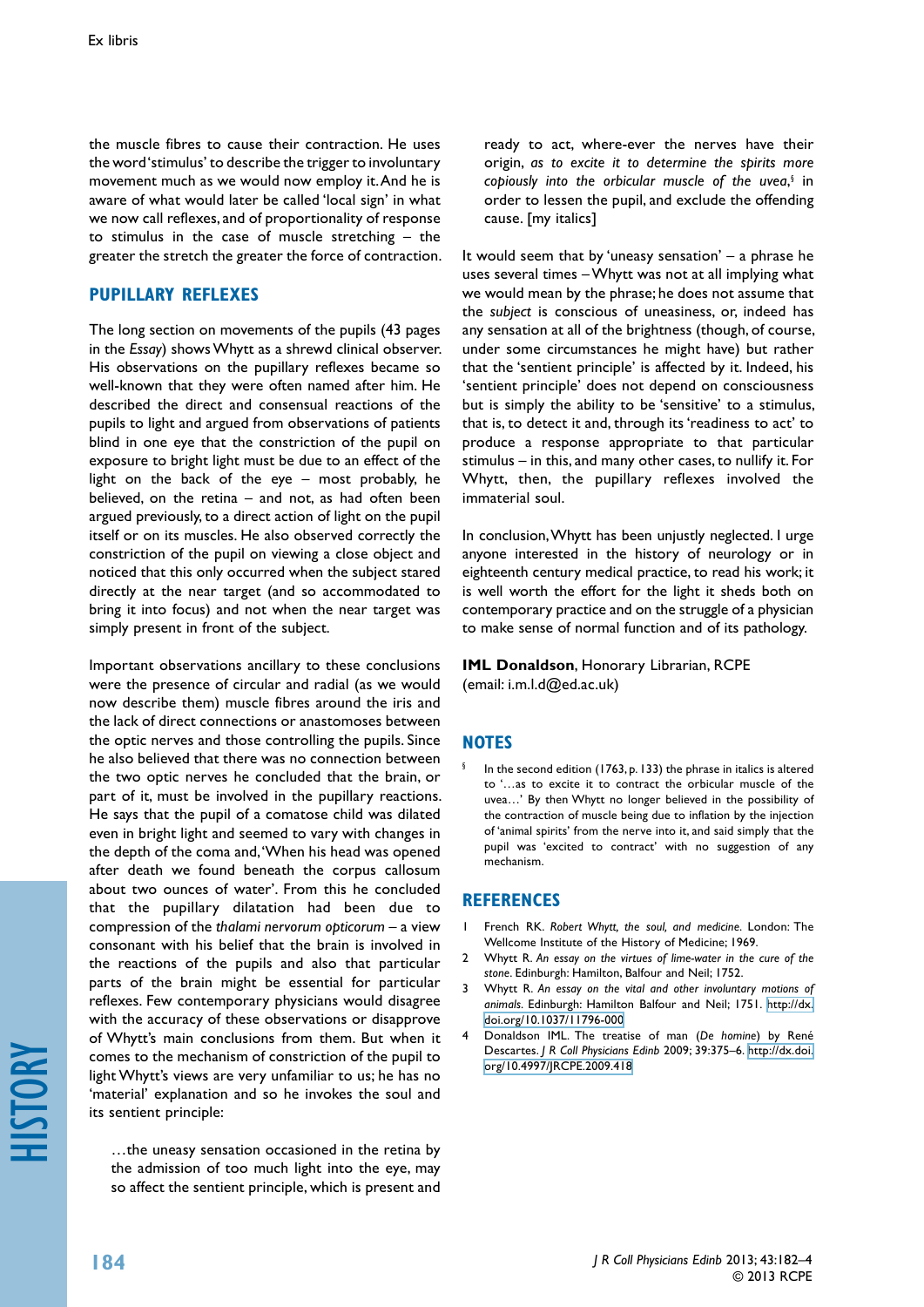the muscle fibres to cause their contraction. He uses the word 'stimulus' to describe the trigger to involuntary movement much as we would now employ it. And he is aware of what would later be called 'local sign' in what we now call reflexes, and of proportionality of response to stimulus in the case of muscle stretching – the greater the stretch the greater the force of contraction.

## PUPILLARY REFLEXES

The long section on movements of the pupils (43 pages in the *Essay*) shows Whytt as a shrewd clinical observer. His observations on the pupillary reflexes became so well-known that they were often named after him. He described the direct and consensual reactions of the pupils to light and argued from observations of patients blind in one eye that the constriction of the pupil on exposure to bright light must be due to an effect of the light on the back of the eye – most probably, he believed, on the retina – and not, as had often been argued previously, to a direct action of light on the pupil itself or on its muscles. He also observed correctly the constriction of the pupil on viewing a close object and noticed that this only occurred when the subject stared directly at the near target (and so accommodated to bring it into focus) and not when the near target was simply present in front of the subject.

Important observations ancillary to these conclusions were the presence of circular and radial (as we would now describe them) muscle fibres around the iris and the lack of direct connections or anastomoses between the optic nerves and those controlling the pupils. Since he also believed that there was no connection between the two optic nerves he concluded that the brain, or part of it, must be involved in the pupillary reactions. He says that the pupil of a comatose child was dilated even in bright light and seemed to vary with changes in the depth of the coma and, 'When his head was opened after death we found beneath the corpus callosum about two ounces of water'. From this he concluded that the pupillary dilatation had been due to compression of the *thalami nervorum opticorum* – a view consonant with his belief that the brain is involved in the reactions of the pupils and also that particular parts of the brain might be essential for particular reflexes. Few contemporary physicians would disagree with the accuracy of these observations or disapprove of Whytt's main conclusions from them. But when it comes to the mechanism of constriction of the pupil to light Whytt's views are very unfamiliar to us; he has no 'material' explanation and so he invokes the soul and its sentient principle:

> …the uneasy sensation occasioned in the retina by the admission of too much light into the eye, may so affect the sentient principle, which is present and ready to act, where-ever the nerves have their origin, *as to excite it to determine the spirits more copiously into the orbicular muscle of the uvea*,[§] in order to lessen the pupil, and exclude the offending cause. [my italics]

It would seem that by 'uneasy sensation' – a phrase he uses several times – Whytt was not at all implying what we would mean by the phrase; he does not assume that the *subject* is conscious of uneasiness, or, indeed has any sensation at all of the brightness (though, of course, under some circumstances he might have) but rather that the 'sentient principle' is affected by it. Indeed, his 'sentient principle' does not depend on consciousness but is simply the ability to be 'sensitive' to a stimulus, that is, to detect it and, through its 'readiness to act' to produce a response appropriate to that particular stimulus – in this, and many other cases, to nullify it. For Whytt, then, the pupillary reflexes involved the immaterial soul.

In conclusion, Whytt has been unjustly neglected. I urge anyone interested in the history of neurology or in eighteenth century medical practice, to read his work; it is well worth the effort for the light it sheds both on contemporary practice and on the struggle of a physician to make sense of normal function and of its pathology.

**IML Donaldson**, Honorary Librarian, RCPE (email: i.m.l.d@ed.ac.uk)

## NOTES

§ In the second edition (1763, p. 133) the phrase in italics is altered to '…as to excite it to contract the orbicular muscle of the uvea…' By then Whytt no longer believed in the possibility of the contraction of muscle being due to inflation by the injection of 'animal spirits' from the nerve into it, and said simply that the pupil was 'excited to contract' with no suggestion of any mechanism.

## REFERENCES

1. French RK. *Robert Whytt, the soul, and medicine*. London: The Wellcome Institute of the History of Medicine; 1969.
2. Whytt R. *An essay on the virtues of lime-water in the cure of the stone*. Edinburgh: Hamilton, Balfour and Neil; 1752.
3. Whytt R. *An essay on the vital and other involuntary motions of animals*. Edinburgh: Hamilton Balfour and Neil; 1751. http://dx.doi.org/10.1037/11796-000
4. Donaldson IML. The treatise of man (*De homine*) by René Descartes. *J R Coll Physicians Edinb* 2009; 39:375–6. http://dx.doi.org/10.4997/JRCPE.2009.418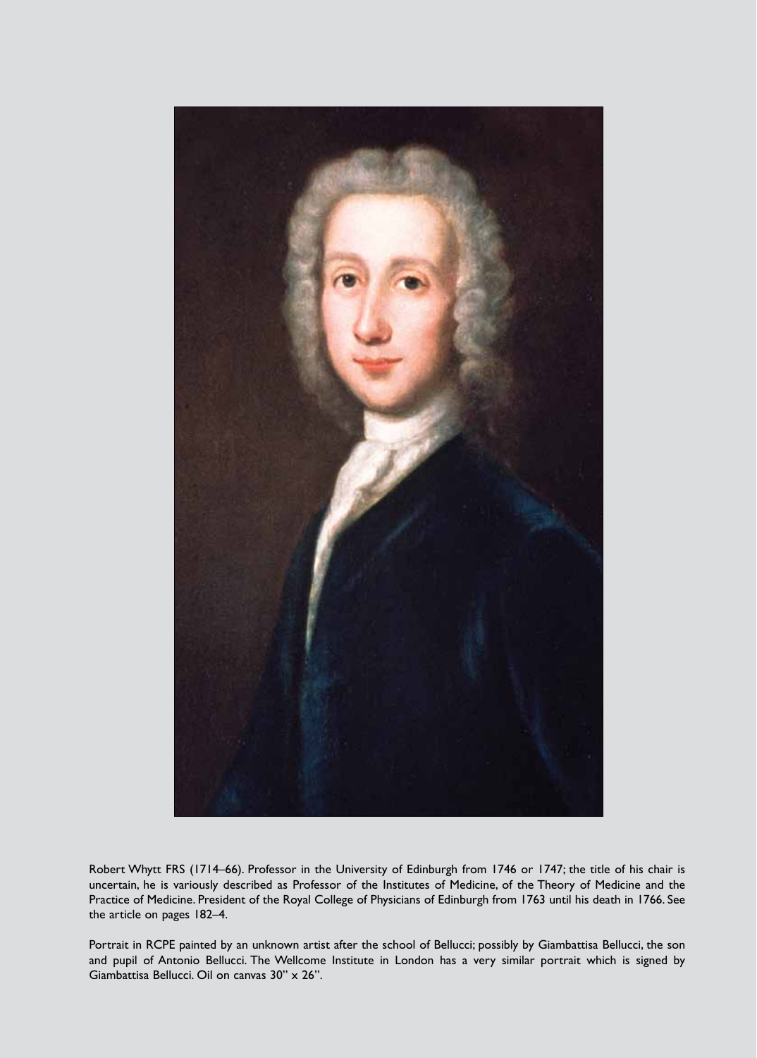Robert Whytt FRS (1714–66). Professor in the University of Edinburgh from 1746 or 1747; the title of his chair is uncertain, he is variously described as Professor of the Institutes of Medicine, of the Theory of Medicine and the Practice of Medicine. President of the Royal College of Physicians of Edinburgh from 1763 until his death in 1766. See the article on pages 182–4.

Portrait in RCPE painted by an unknown artist after the school of Bellucci; possibly by Giambattisa Bellucci, the son and pupil of Antonio Bellucci. The Wellcome Institute in London has a very similar portrait which is signed by Giambattisa Bellucci. Oil on canvas 30" x 26".